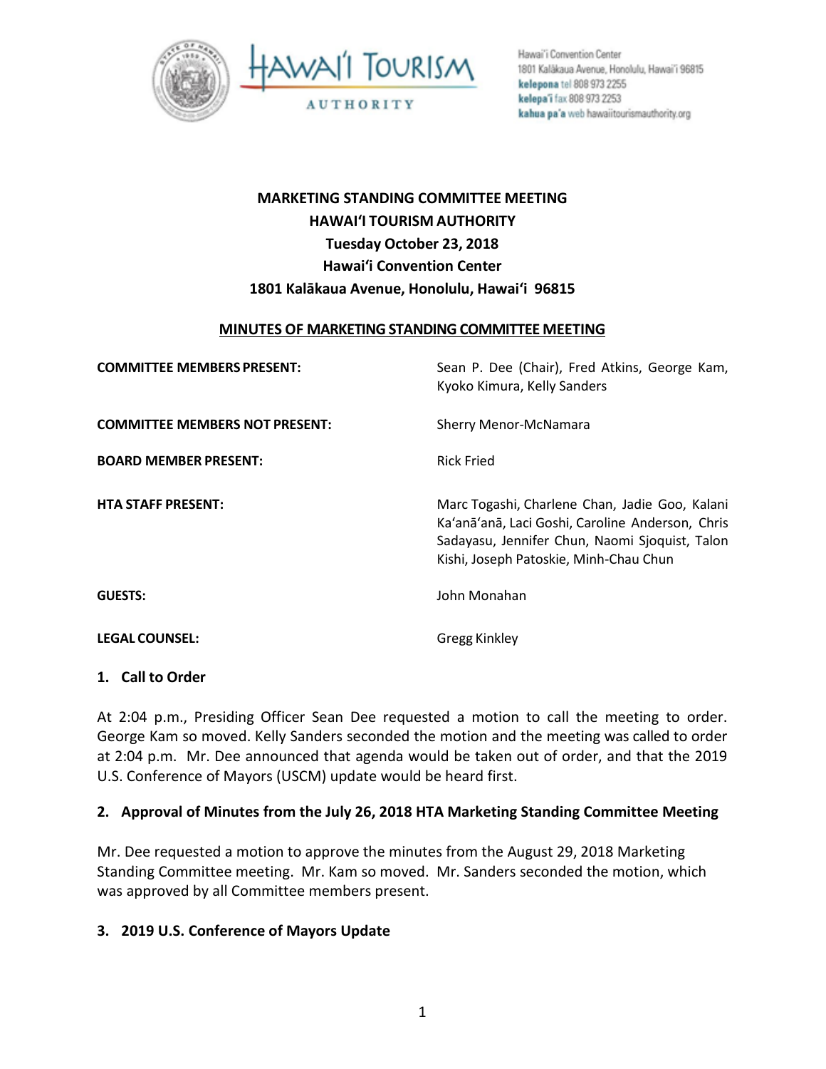Hawai'i Convention Center
1801 Kalākaua Avenue, Honolulu, Hawai'i 96815
**kelepona** tel 808 973 2255
**kelepa'i** fax 808 973 2253
**kahua pa'a** web hawaiitourismauthority.org

# MARKETING STANDING COMMITTEE MEETING
## HAWAIʻI TOURISM AUTHORITY
## Tuesday October 23, 2018
## Hawaiʻi Convention Center
## 1801 Kalākaua Avenue, Honolulu, Hawaiʻi 96815

**MINUTES OF MARKETING STANDING COMMITTEE MEETING**

| | |
|---|---|
| **COMMITTEE MEMBERS PRESENT:** | Sean P. Dee (Chair), Fred Atkins, George Kam, Kyoko Kimura, Kelly Sanders |
| **COMMITTEE MEMBERS NOT PRESENT:** | Sherry Menor-McNamara |
| **BOARD MEMBER PRESENT:** | Rick Fried |
| **HTA STAFF PRESENT:** | Marc Togashi, Charlene Chan, Jadie Goo, Kalani Kaʻanāʻanā, Laci Goshi, Caroline Anderson, Chris Sadayasu, Jennifer Chun, Naomi Sjoquist, Talon Kishi, Joseph Patoskie, Minh-Chau Chun |
| **GUESTS:** | John Monahan |
| **LEGAL COUNSEL:** | Gregg Kinkley |

### 1. Call to Order

At 2:04 p.m., Presiding Officer Sean Dee requested a motion to call the meeting to order. George Kam so moved. Kelly Sanders seconded the motion and the meeting was called to order at 2:04 p.m. Mr. Dee announced that agenda would be taken out of order, and that the 2019 U.S. Conference of Mayors (USCM) update would be heard first.

### 2. Approval of Minutes from the July 26, 2018 HTA Marketing Standing Committee Meeting

Mr. Dee requested a motion to approve the minutes from the August 29, 2018 Marketing Standing Committee meeting. Mr. Kam so moved. Mr. Sanders seconded the motion, which was approved by all Committee members present.

### 3. 2019 U.S. Conference of Mayors Update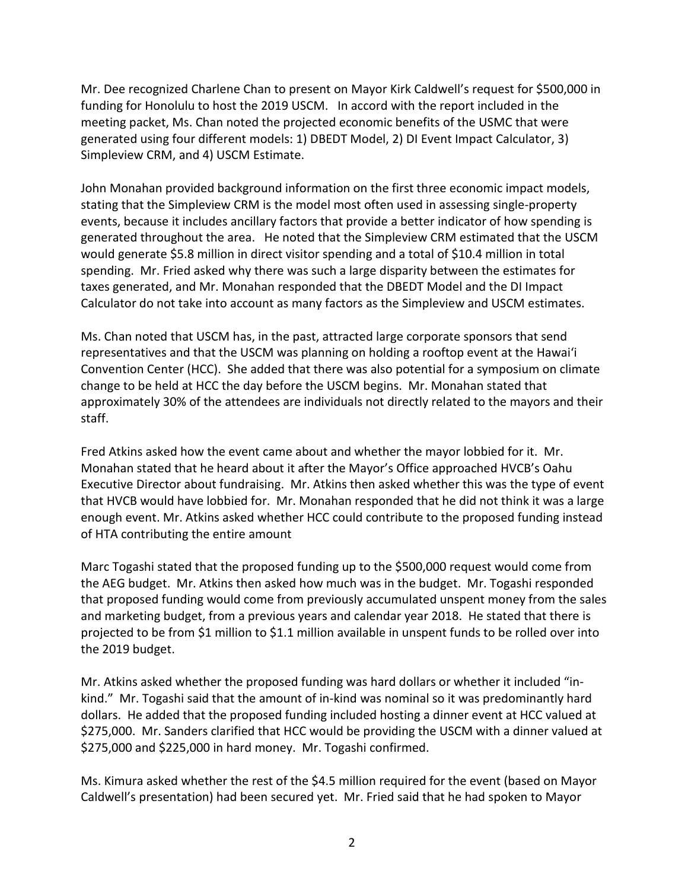Mr. Dee recognized Charlene Chan to present on Mayor Kirk Caldwell's request for $500,000 in funding for Honolulu to host the 2019 USCM. In accord with the report included in the meeting packet, Ms. Chan noted the projected economic benefits of the USMC that were generated using four different models: 1) DBEDT Model, 2) DI Event Impact Calculator, 3) Simpleview CRM, and 4) USCM Estimate.

John Monahan provided background information on the first three economic impact models, stating that the Simpleview CRM is the model most often used in assessing single-property events, because it includes ancillary factors that provide a better indicator of how spending is generated throughout the area. He noted that the Simpleview CRM estimated that the USCM would generate $5.8 million in direct visitor spending and a total of $10.4 million in total spending. Mr. Fried asked why there was such a large disparity between the estimates for taxes generated, and Mr. Monahan responded that the DBEDT Model and the DI Impact Calculator do not take into account as many factors as the Simpleview and USCM estimates.

Ms. Chan noted that USCM has, in the past, attracted large corporate sponsors that send representatives and that the USCM was planning on holding a rooftop event at the Hawai'i Convention Center (HCC). She added that there was also potential for a symposium on climate change to be held at HCC the day before the USCM begins. Mr. Monahan stated that approximately 30% of the attendees are individuals not directly related to the mayors and their staff.

Fred Atkins asked how the event came about and whether the mayor lobbied for it. Mr. Monahan stated that he heard about it after the Mayor's Office approached HVCB's Oahu Executive Director about fundraising. Mr. Atkins then asked whether this was the type of event that HVCB would have lobbied for. Mr. Monahan responded that he did not think it was a large enough event. Mr. Atkins asked whether HCC could contribute to the proposed funding instead of HTA contributing the entire amount

Marc Togashi stated that the proposed funding up to the $500,000 request would come from the AEG budget. Mr. Atkins then asked how much was in the budget. Mr. Togashi responded that proposed funding would come from previously accumulated unspent money from the sales and marketing budget, from a previous years and calendar year 2018. He stated that there is projected to be from $1 million to $1.1 million available in unspent funds to be rolled over into the 2019 budget.

Mr. Atkins asked whether the proposed funding was hard dollars or whether it included "in-kind." Mr. Togashi said that the amount of in-kind was nominal so it was predominantly hard dollars. He added that the proposed funding included hosting a dinner event at HCC valued at $275,000. Mr. Sanders clarified that HCC would be providing the USCM with a dinner valued at $275,000 and $225,000 in hard money. Mr. Togashi confirmed.

Ms. Kimura asked whether the rest of the $4.5 million required for the event (based on Mayor Caldwell's presentation) had been secured yet. Mr. Fried said that he had spoken to Mayor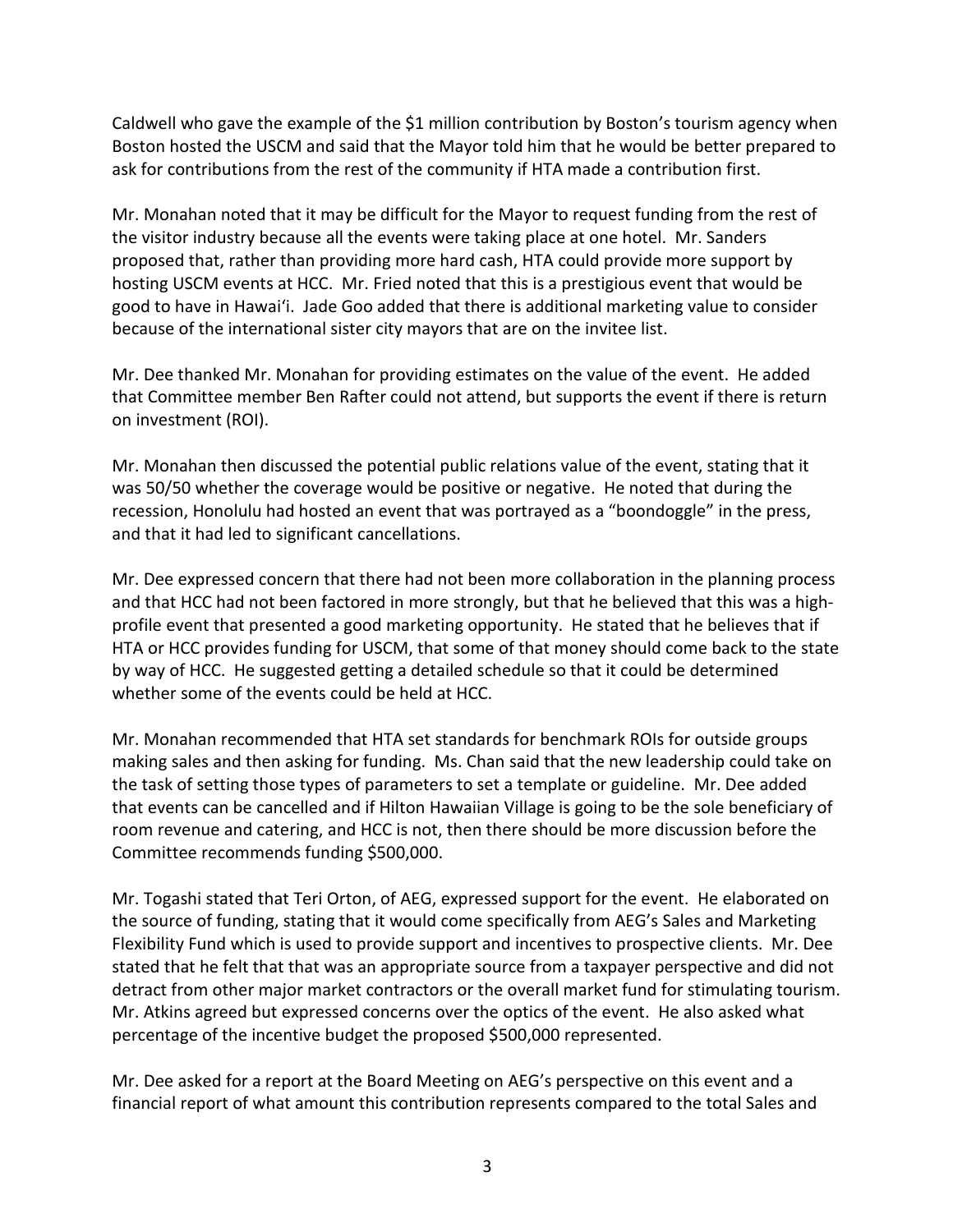Caldwell who gave the example of the $1 million contribution by Boston's tourism agency when Boston hosted the USCM and said that the Mayor told him that he would be better prepared to ask for contributions from the rest of the community if HTA made a contribution first.

Mr. Monahan noted that it may be difficult for the Mayor to request funding from the rest of the visitor industry because all the events were taking place at one hotel. Mr. Sanders proposed that, rather than providing more hard cash, HTA could provide more support by hosting USCM events at HCC. Mr. Fried noted that this is a prestigious event that would be good to have in Hawai'i. Jade Goo added that there is additional marketing value to consider because of the international sister city mayors that are on the invitee list.

Mr. Dee thanked Mr. Monahan for providing estimates on the value of the event. He added that Committee member Ben Rafter could not attend, but supports the event if there is return on investment (ROI).

Mr. Monahan then discussed the potential public relations value of the event, stating that it was 50/50 whether the coverage would be positive or negative. He noted that during the recession, Honolulu had hosted an event that was portrayed as a "boondoggle" in the press, and that it had led to significant cancellations.

Mr. Dee expressed concern that there had not been more collaboration in the planning process and that HCC had not been factored in more strongly, but that he believed that this was a high-profile event that presented a good marketing opportunity. He stated that he believes that if HTA or HCC provides funding for USCM, that some of that money should come back to the state by way of HCC. He suggested getting a detailed schedule so that it could be determined whether some of the events could be held at HCC.

Mr. Monahan recommended that HTA set standards for benchmark ROIs for outside groups making sales and then asking for funding. Ms. Chan said that the new leadership could take on the task of setting those types of parameters to set a template or guideline. Mr. Dee added that events can be cancelled and if Hilton Hawaiian Village is going to be the sole beneficiary of room revenue and catering, and HCC is not, then there should be more discussion before the Committee recommends funding $500,000.

Mr. Togashi stated that Teri Orton, of AEG, expressed support for the event. He elaborated on the source of funding, stating that it would come specifically from AEG's Sales and Marketing Flexibility Fund which is used to provide support and incentives to prospective clients. Mr. Dee stated that he felt that that was an appropriate source from a taxpayer perspective and did not detract from other major market contractors or the overall market fund for stimulating tourism. Mr. Atkins agreed but expressed concerns over the optics of the event. He also asked what percentage of the incentive budget the proposed $500,000 represented.

Mr. Dee asked for a report at the Board Meeting on AEG's perspective on this event and a financial report of what amount this contribution represents compared to the total Sales and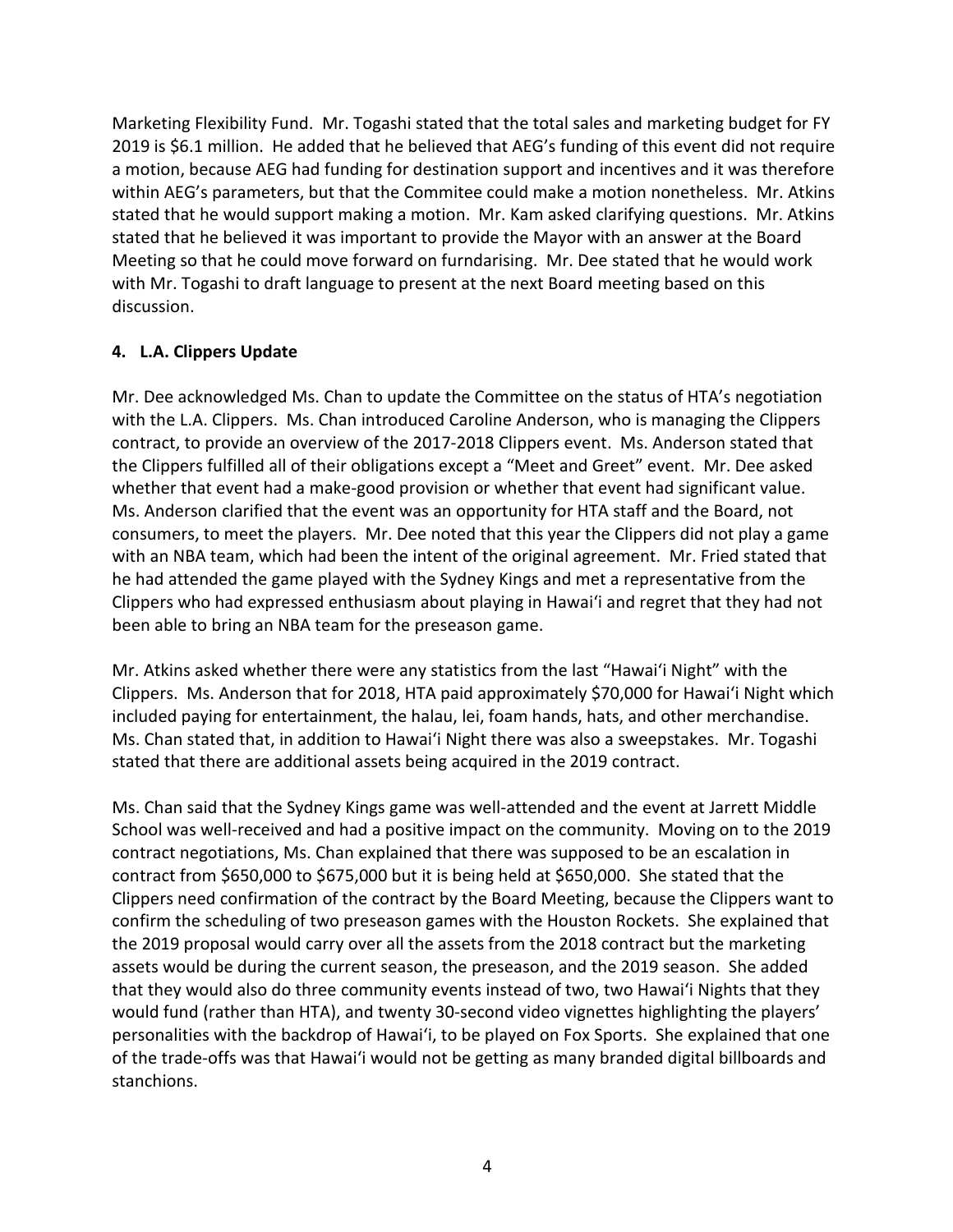Marketing Flexibility Fund. Mr. Togashi stated that the total sales and marketing budget for FY 2019 is $6.1 million. He added that he believed that AEG's funding of this event did not require a motion, because AEG had funding for destination support and incentives and it was therefore within AEG's parameters, but that the Commitee could make a motion nonetheless. Mr. Atkins stated that he would support making a motion. Mr. Kam asked clarifying questions. Mr. Atkins stated that he believed it was important to provide the Mayor with an answer at the Board Meeting so that he could move forward on furndarising. Mr. Dee stated that he would work with Mr. Togashi to draft language to present at the next Board meeting based on this discussion.

**4. L.A. Clippers Update**

Mr. Dee acknowledged Ms. Chan to update the Committee on the status of HTA's negotiation with the L.A. Clippers. Ms. Chan introduced Caroline Anderson, who is managing the Clippers contract, to provide an overview of the 2017-2018 Clippers event. Ms. Anderson stated that the Clippers fulfilled all of their obligations except a "Meet and Greet" event. Mr. Dee asked whether that event had a make-good provision or whether that event had significant value. Ms. Anderson clarified that the event was an opportunity for HTA staff and the Board, not consumers, to meet the players. Mr. Dee noted that this year the Clippers did not play a game with an NBA team, which had been the intent of the original agreement. Mr. Fried stated that he had attended the game played with the Sydney Kings and met a representative from the Clippers who had expressed enthusiasm about playing in Hawai'i and regret that they had not been able to bring an NBA team for the preseason game.

Mr. Atkins asked whether there were any statistics from the last "Hawai'i Night" with the Clippers. Ms. Anderson that for 2018, HTA paid approximately $70,000 for Hawai'i Night which included paying for entertainment, the halau, lei, foam hands, hats, and other merchandise. Ms. Chan stated that, in addition to Hawai'i Night there was also a sweepstakes. Mr. Togashi stated that there are additional assets being acquired in the 2019 contract.

Ms. Chan said that the Sydney Kings game was well-attended and the event at Jarrett Middle School was well-received and had a positive impact on the community. Moving on to the 2019 contract negotiations, Ms. Chan explained that there was supposed to be an escalation in contract from $650,000 to $675,000 but it is being held at $650,000. She stated that the Clippers need confirmation of the contract by the Board Meeting, because the Clippers want to confirm the scheduling of two preseason games with the Houston Rockets. She explained that the 2019 proposal would carry over all the assets from the 2018 contract but the marketing assets would be during the current season, the preseason, and the 2019 season. She added that they would also do three community events instead of two, two Hawai'i Nights that they would fund (rather than HTA), and twenty 30-second video vignettes highlighting the players' personalities with the backdrop of Hawai'i, to be played on Fox Sports. She explained that one of the trade-offs was that Hawai'i would not be getting as many branded digital billboards and stanchions.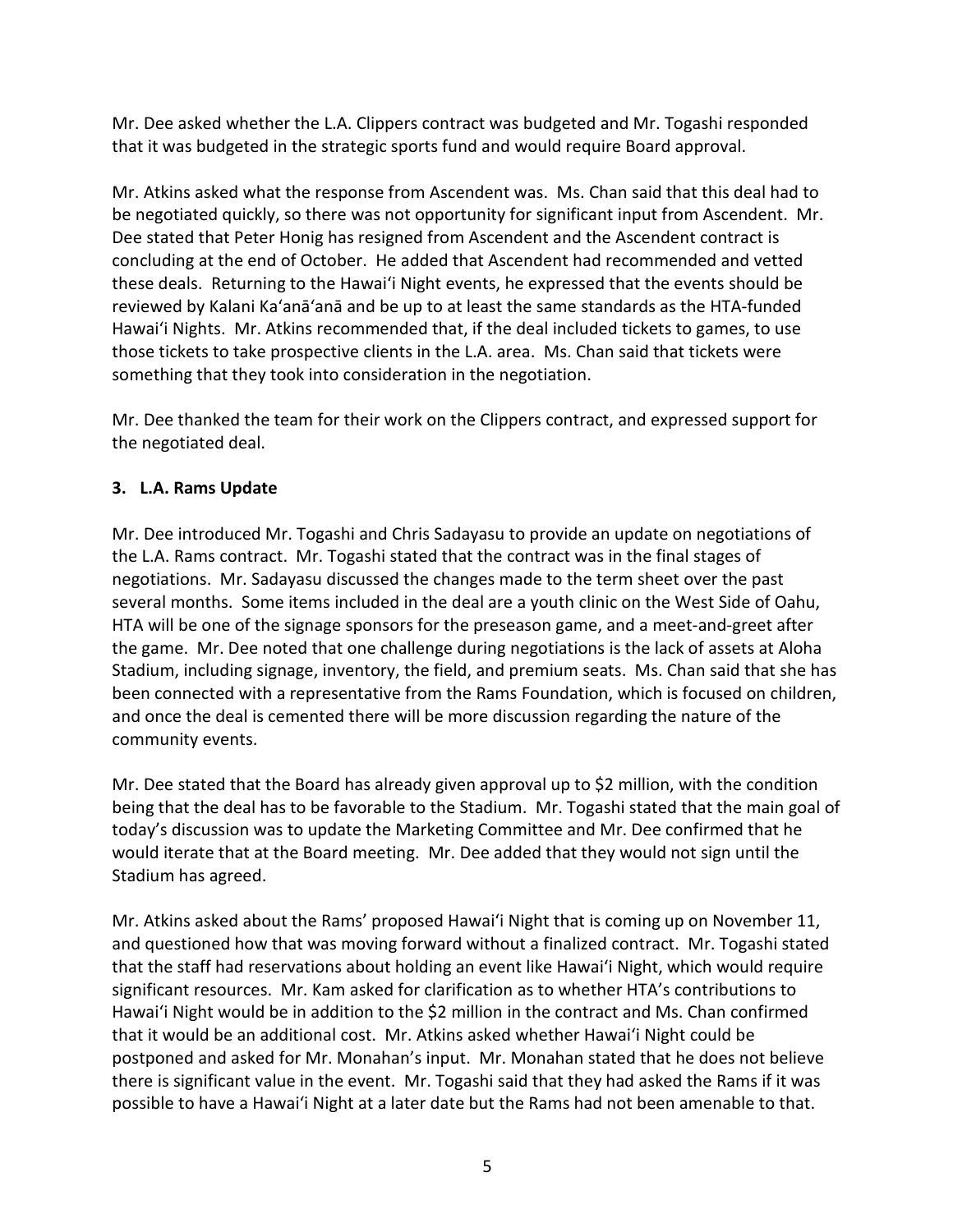Mr. Dee asked whether the L.A. Clippers contract was budgeted and Mr. Togashi responded that it was budgeted in the strategic sports fund and would require Board approval.

Mr. Atkins asked what the response from Ascendent was. Ms. Chan said that this deal had to be negotiated quickly, so there was not opportunity for significant input from Ascendent. Mr. Dee stated that Peter Honig has resigned from Ascendent and the Ascendent contract is concluding at the end of October. He added that Ascendent had recommended and vetted these deals. Returning to the Hawaiʻi Night events, he expressed that the events should be reviewed by Kalani Kaʻanāʻanā and be up to at least the same standards as the HTA-funded Hawaiʻi Nights. Mr. Atkins recommended that, if the deal included tickets to games, to use those tickets to take prospective clients in the L.A. area. Ms. Chan said that tickets were something that they took into consideration in the negotiation.

Mr. Dee thanked the team for their work on the Clippers contract, and expressed support for the negotiated deal.

### 3. L.A. Rams Update

Mr. Dee introduced Mr. Togashi and Chris Sadayasu to provide an update on negotiations of the L.A. Rams contract. Mr. Togashi stated that the contract was in the final stages of negotiations. Mr. Sadayasu discussed the changes made to the term sheet over the past several months. Some items included in the deal are a youth clinic on the West Side of Oahu, HTA will be one of the signage sponsors for the preseason game, and a meet-and-greet after the game. Mr. Dee noted that one challenge during negotiations is the lack of assets at Aloha Stadium, including signage, inventory, the field, and premium seats. Ms. Chan said that she has been connected with a representative from the Rams Foundation, which is focused on children, and once the deal is cemented there will be more discussion regarding the nature of the community events.

Mr. Dee stated that the Board has already given approval up to $2 million, with the condition being that the deal has to be favorable to the Stadium. Mr. Togashi stated that the main goal of today's discussion was to update the Marketing Committee and Mr. Dee confirmed that he would iterate that at the Board meeting. Mr. Dee added that they would not sign until the Stadium has agreed.

Mr. Atkins asked about the Rams' proposed Hawaiʻi Night that is coming up on November 11, and questioned how that was moving forward without a finalized contract. Mr. Togashi stated that the staff had reservations about holding an event like Hawaiʻi Night, which would require significant resources. Mr. Kam asked for clarification as to whether HTA's contributions to Hawaiʻi Night would be in addition to the $2 million in the contract and Ms. Chan confirmed that it would be an additional cost. Mr. Atkins asked whether Hawaiʻi Night could be postponed and asked for Mr. Monahan's input. Mr. Monahan stated that he does not believe there is significant value in the event. Mr. Togashi said that they had asked the Rams if it was possible to have a Hawaiʻi Night at a later date but the Rams had not been amenable to that.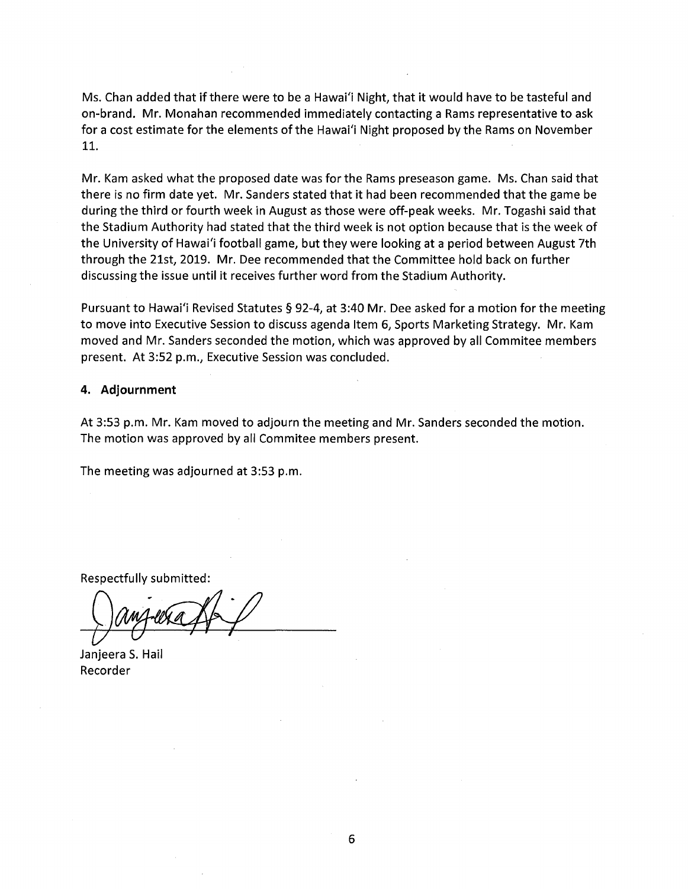Ms. Chan added that if there were to be a Hawai'i Night, that it would have to be tasteful and on-brand. Mr. Monahan recommended immediately contacting a Rams representative to ask for a cost estimate for the elements of the Hawai'i Night proposed by the Rams on November 11.

Mr. Kam asked what the proposed date was for the Rams preseason game. Ms. Chan said that there is no firm date yet. Mr. Sanders stated that it had been recommended that the game be during the third or fourth week in August as those were off-peak weeks. Mr. Togashi said that the Stadium Authority had stated that the third week is not option because that is the week of the University of Hawai'i football game, but they were looking at a period between August 7th through the 21st, 2019. Mr. Dee recommended that the Committee hold back on further discussing the issue until it receives further word from the Stadium Authority.

Pursuant to Hawai'i Revised Statutes § 92-4, at 3:40 Mr. Dee asked for a motion for the meeting to move into Executive Session to discuss agenda Item 6, Sports Marketing Strategy. Mr. Kam moved and Mr. Sanders seconded the motion, which was approved by all Commitee members present. At 3:52 p.m., Executive Session was concluded.

**4. Adjournment**

At 3:53 p.m. Mr. Kam moved to adjourn the meeting and Mr. Sanders seconded the motion. The motion was approved by all Commitee members present.

The meeting was adjourned at 3:53 p.m.

Respectfully submitted:

Janjeera S. Hail
Recorder